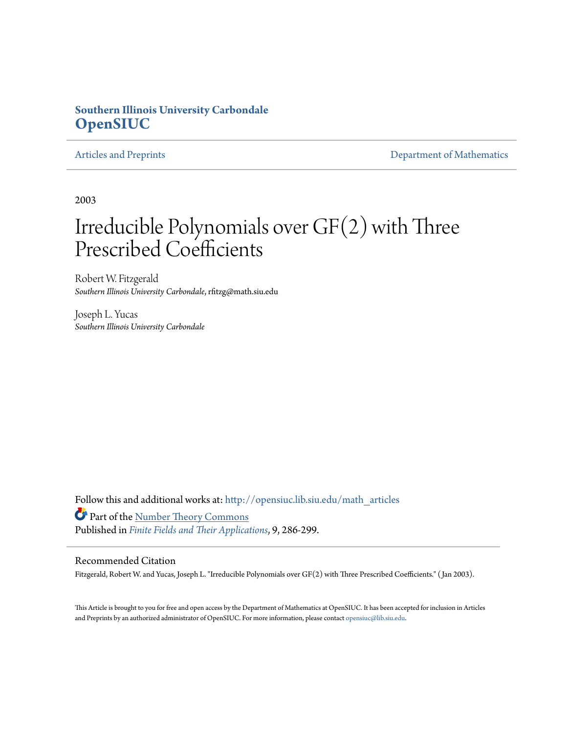**Southern Illinois University Carbondale**
**OpenSIUC**

Articles and Preprints | Department of Mathematics

2003

# Irreducible Polynomials over GF(2) with Three Prescribed Coefficients

Robert W. Fitzgerald
*Southern Illinois University Carbondale*, rfitzg@math.siu.edu

Joseph L. Yucas
*Southern Illinois University Carbondale*

Follow this and additional works at: http://opensiuc.lib.siu.edu/math_articles

Part of the Number Theory Commons

Published in *Finite Fields and Their Applications*, 9, 286-299.

## Recommended Citation

Fitzgerald, Robert W. and Yucas, Joseph L. "Irreducible Polynomials over GF(2) with Three Prescribed Coefficients." ( Jan 2003).

This Article is brought to you for free and open access by the Department of Mathematics at OpenSIUC. It has been accepted for inclusion in Articles and Preprints by an authorized administrator of OpenSIUC. For more information, please contact opensiuc@lib.siu.edu.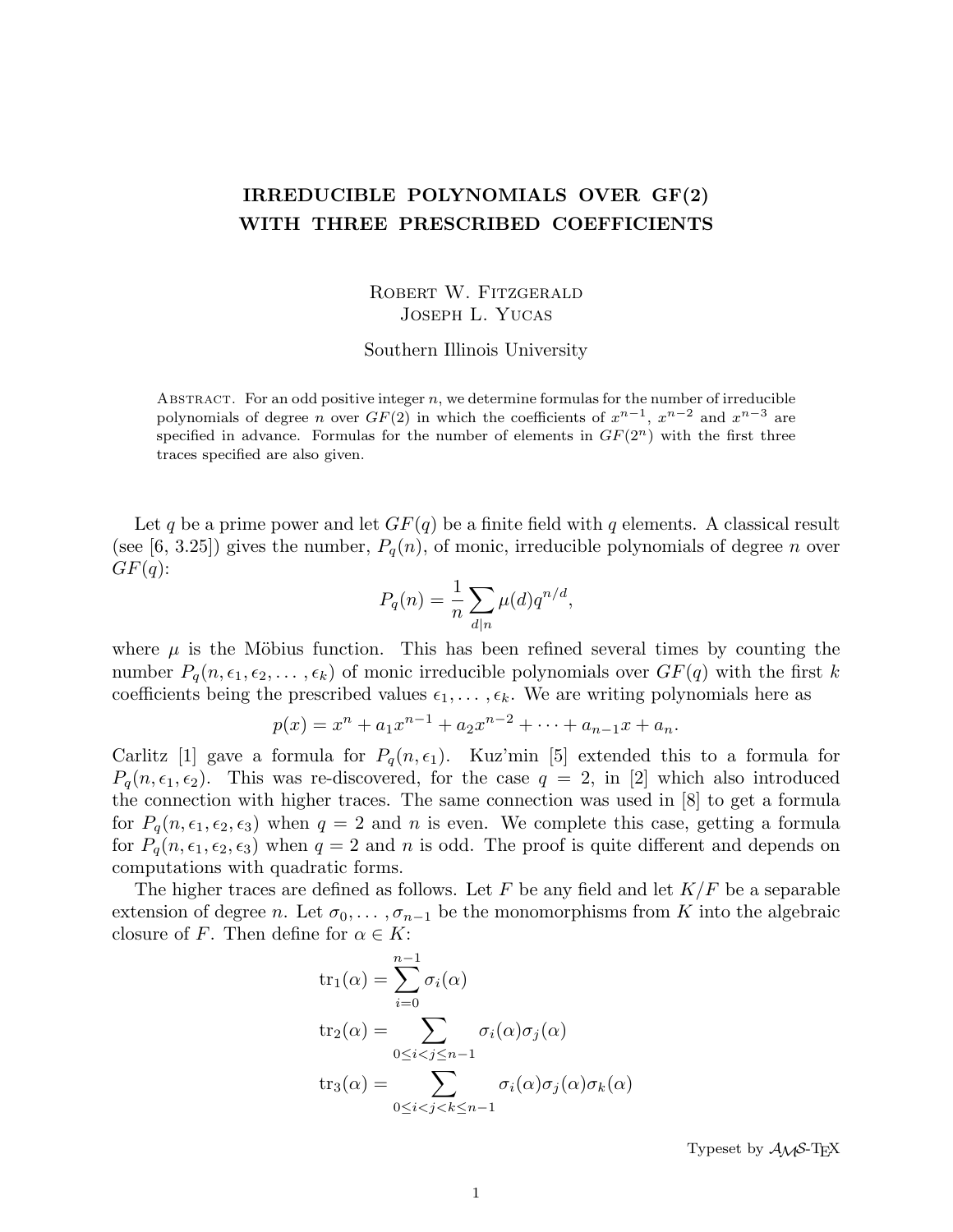# IRREDUCIBLE POLYNOMIALS OVER GF(2) WITH THREE PRESCRIBED COEFFICIENTS

Robert W. Fitzgerald
Joseph L. Yucas

Southern Illinois University

Abstract. For an odd positive integer $n$, we determine formulas for the number of irreducible polynomials of degree $n$ over $GF(2)$ in which the coefficients of $x^{n-1}$, $x^{n-2}$ and $x^{n-3}$ are specified in advance. Formulas for the number of elements in $GF(2^n)$ with the first three traces specified are also given.

Let $q$ be a prime power and let $GF(q)$ be a finite field with $q$ elements. A classical result (see [6, 3.25]) gives the number, $P_q(n)$, of monic, irreducible polynomials of degree $n$ over $GF(q)$:

$$P_q(n) = \frac{1}{n} \sum_{d|n} \mu(d) q^{n/d},$$

where $\mu$ is the Möbius function. This has been refined several times by counting the number $P_q(n, \epsilon_1, \epsilon_2, \dots, \epsilon_k)$ of monic irreducible polynomials over $GF(q)$ with the first $k$ coefficients being the prescribed values $\epsilon_1, \dots, \epsilon_k$. We are writing polynomials here as

$$p(x) = x^n + a_1 x^{n-1} + a_2 x^{n-2} + \cdots + a_{n-1} x + a_n.$$

Carlitz [1] gave a formula for $P_q(n, \epsilon_1)$. Kuz'min [5] extended this to a formula for $P_q(n, \epsilon_1, \epsilon_2)$. This was re-discovered, for the case $q = 2$, in [2] which also introduced the connection with higher traces. The same connection was used in [8] to get a formula for $P_q(n, \epsilon_1, \epsilon_2, \epsilon_3)$ when $q = 2$ and $n$ is even. We complete this case, getting a formula for $P_q(n, \epsilon_1, \epsilon_2, \epsilon_3)$ when $q = 2$ and $n$ is odd. The proof is quite different and depends on computations with quadratic forms.

The higher traces are defined as follows. Let $F$ be any field and let $K/F$ be a separable extension of degree $n$. Let $\sigma_0, \dots, \sigma_{n-1}$ be the monomorphisms from $K$ into the algebraic closure of $F$. Then define for $\alpha \in K$:

$$\mathrm{tr}_1(\alpha) = \sum_{i=0}^{n-1} \sigma_i(\alpha)$$

$$\mathrm{tr}_2(\alpha) = \sum_{0 \le i < j \le n-1} \sigma_i(\alpha)\sigma_j(\alpha)$$

$$\mathrm{tr}_3(\alpha) = \sum_{0 \le i < j < k \le n-1} \sigma_i(\alpha)\sigma_j(\alpha)\sigma_k(\alpha)$$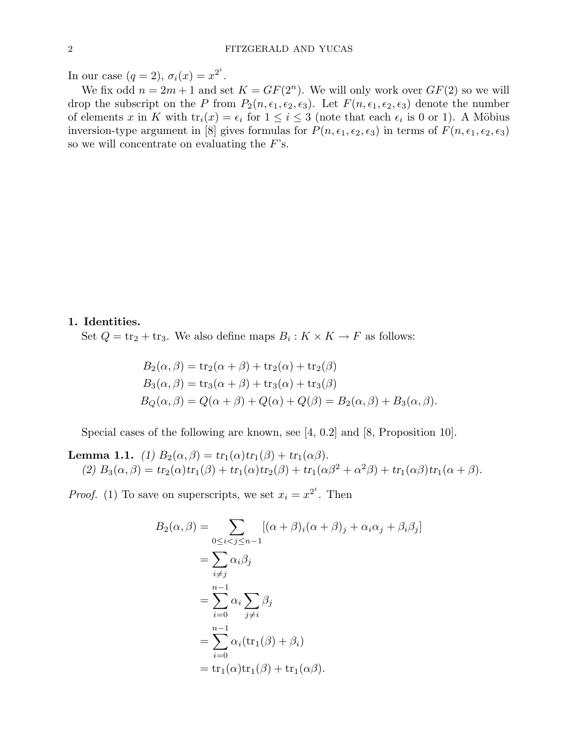In our case ($q = 2$), $\sigma_i(x) = x^{2^i}$.

We fix odd $n = 2m + 1$ and set $K = GF(2^n)$. We will only work over $GF(2)$ so we will drop the subscript on the $P$ from $P_2(n, \epsilon_1, \epsilon_2, \epsilon_3)$. Let $F(n, \epsilon_1, \epsilon_2, \epsilon_3)$ denote the number of elements $x$ in $K$ with $\mathrm{tr}_i(x) = \epsilon_i$ for $1 \leq i \leq 3$ (note that each $\epsilon_i$ is 0 or 1). A Möbius inversion-type argument in [8] gives formulas for $P(n, \epsilon_1, \epsilon_2, \epsilon_3)$ in terms of $F(n, \epsilon_1, \epsilon_2, \epsilon_3)$ so we will concentrate on evaluating the $F$'s.

## 1. Identities.

Set $Q = \mathrm{tr}_2 + \mathrm{tr}_3$. We also define maps $B_i : K \times K \to F$ as follows:

$$
\begin{aligned}
B_2(\alpha, \beta) &= \mathrm{tr}_2(\alpha + \beta) + \mathrm{tr}_2(\alpha) + \mathrm{tr}_2(\beta) \\
B_3(\alpha, \beta) &= \mathrm{tr}_3(\alpha + \beta) + \mathrm{tr}_3(\alpha) + \mathrm{tr}_3(\beta) \\
B_Q(\alpha, \beta) &= Q(\alpha + \beta) + Q(\alpha) + Q(\beta) = B_2(\alpha, \beta) + B_3(\alpha, \beta).
\end{aligned}
$$

Special cases of the following are known, see [4, 0.2] and [8, Proposition 10].

**Lemma 1.1.** *(1) $B_2(\alpha, \beta) = tr_1(\alpha)tr_1(\beta) + tr_1(\alpha\beta)$.*
*(2) $B_3(\alpha, \beta) = tr_2(\alpha)tr_1(\beta) + tr_1(\alpha)tr_2(\beta) + tr_1(\alpha\beta^2 + \alpha^2\beta) + tr_1(\alpha\beta)tr_1(\alpha + \beta)$.*

*Proof.* (1) To save on superscripts, we set $x_i = x^{2^i}$. Then

$$
\begin{aligned}
B_2(\alpha, \beta) &= \sum_{0 \leq i < j \leq n-1} [(\alpha + \beta)_i(\alpha + \beta)_j + \alpha_i\alpha_j + \beta_i\beta_j] \\
&= \sum_{i \neq j} \alpha_i \beta_j \\
&= \sum_{i=0}^{n-1} \alpha_i \sum_{j \neq i} \beta_j \\
&= \sum_{i=0}^{n-1} \alpha_i (\mathrm{tr}_1(\beta) + \beta_i) \\
&= \mathrm{tr}_1(\alpha)\mathrm{tr}_1(\beta) + \mathrm{tr}_1(\alpha\beta).
\end{aligned}
$$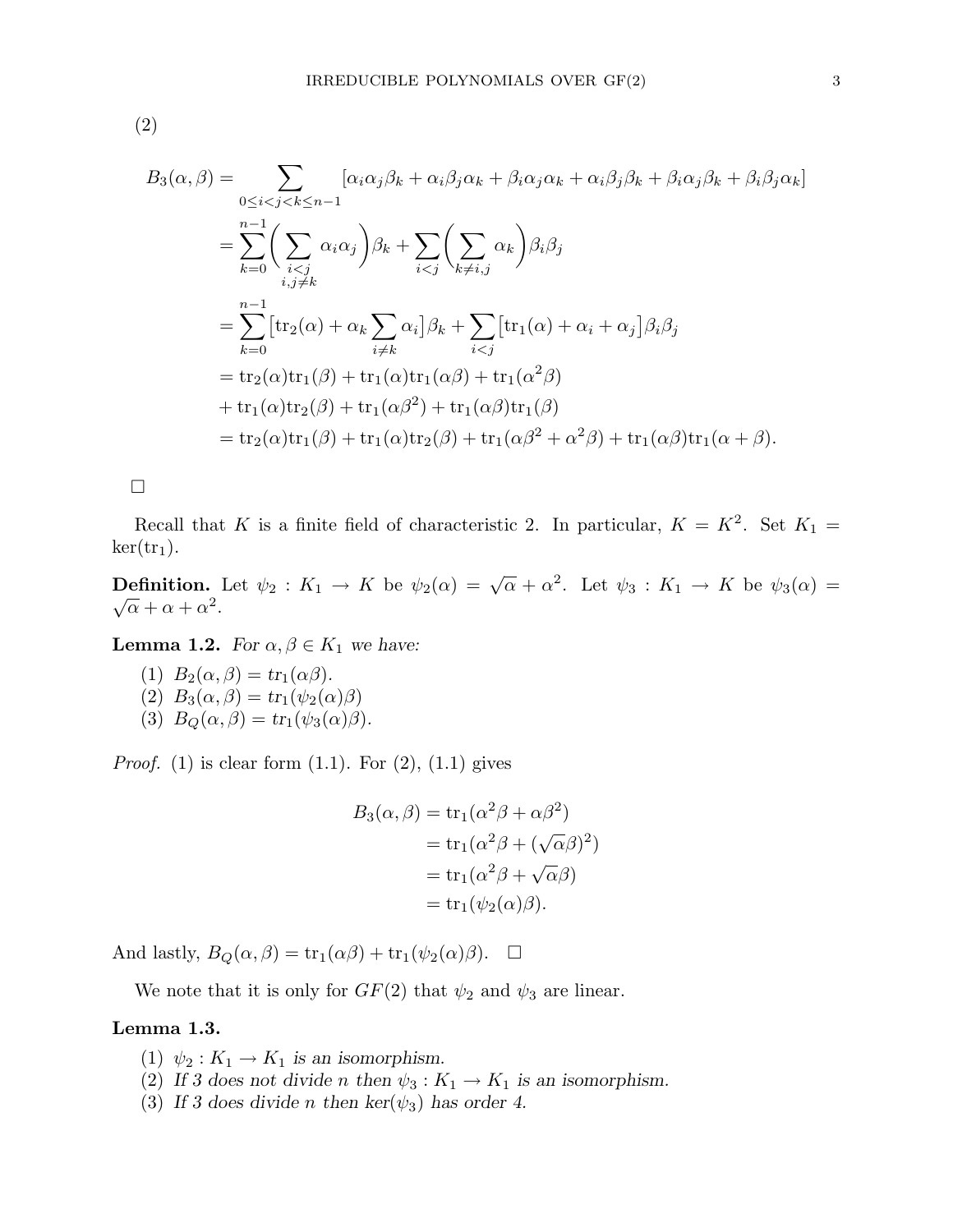(2)

$$
\begin{aligned}
B_3(\alpha,\beta) &= \sum_{0\le i<j<k\le n-1} [\alpha_i\alpha_j\beta_k + \alpha_i\beta_j\alpha_k + \beta_i\alpha_j\alpha_k + \alpha_i\beta_j\beta_k + \beta_i\alpha_j\beta_k + \beta_i\beta_j\alpha_k] \\
&= \sum_{k=0}^{n-1}\Bigg(\sum_{\substack{i<j\\ i,j\neq k}} \alpha_i\alpha_j\Bigg)\beta_k + \sum_{i<j}\Bigg(\sum_{k\neq i,j}\alpha_k\Bigg)\beta_i\beta_j \\
&= \sum_{k=0}^{n-1}\big[\mathrm{tr}_2(\alpha) + \alpha_k\sum_{i\neq k}\alpha_i\big]\beta_k + \sum_{i<j}\big[\mathrm{tr}_1(\alpha)+\alpha_i+\alpha_j\big]\beta_i\beta_j \\
&= \mathrm{tr}_2(\alpha)\mathrm{tr}_1(\beta) + \mathrm{tr}_1(\alpha)\mathrm{tr}_1(\alpha\beta) + \mathrm{tr}_1(\alpha^2\beta) \\
&+ \mathrm{tr}_1(\alpha)\mathrm{tr}_2(\beta) + \mathrm{tr}_1(\alpha\beta^2) + \mathrm{tr}_1(\alpha\beta)\mathrm{tr}_1(\beta) \\
&= \mathrm{tr}_2(\alpha)\mathrm{tr}_1(\beta) + \mathrm{tr}_1(\alpha)\mathrm{tr}_2(\beta) + \mathrm{tr}_1(\alpha\beta^2+\alpha^2\beta) + \mathrm{tr}_1(\alpha\beta)\mathrm{tr}_1(\alpha+\beta).
\end{aligned}
$$

□

Recall that $K$ is a finite field of characteristic 2. In particular, $K = K^2$. Set $K_1 = \ker(\mathrm{tr}_1)$.

**Definition.** Let $\psi_2 : K_1 \to K$ be $\psi_2(\alpha) = \sqrt{\alpha} + \alpha^2$. Let $\psi_3 : K_1 \to K$ be $\psi_3(\alpha) = \sqrt{\alpha} + \alpha + \alpha^2$.

**Lemma 1.2.** *For $\alpha, \beta \in K_1$ we have:*

1. $B_2(\alpha,\beta) = tr_1(\alpha\beta)$.
2. $B_3(\alpha,\beta) = tr_1(\psi_2(\alpha)\beta)$
3. $B_Q(\alpha,\beta) = tr_1(\psi_3(\alpha)\beta)$.

*Proof.* (1) is clear form (1.1). For (2), (1.1) gives

$$
\begin{aligned}
B_3(\alpha,\beta) &= \mathrm{tr}_1(\alpha^2\beta + \alpha\beta^2) \\
&= \mathrm{tr}_1(\alpha^2\beta + (\sqrt{\alpha}\beta)^2) \\
&= \mathrm{tr}_1(\alpha^2\beta + \sqrt{\alpha}\beta) \\
&= \mathrm{tr}_1(\psi_2(\alpha)\beta).
\end{aligned}
$$

And lastly, $B_Q(\alpha,\beta) = \mathrm{tr}_1(\alpha\beta) + \mathrm{tr}_1(\psi_2(\alpha)\beta)$. □

We note that it is only for $GF(2)$ that $\psi_2$ and $\psi_3$ are linear.

**Lemma 1.3.**

1. *$\psi_2 : K_1 \to K_1$ is an isomorphism.*
2. *If 3 does not divide $n$ then $\psi_3 : K_1 \to K_1$ is an isomorphism.*
3. *If 3 does divide $n$ then $\ker(\psi_3)$ has order 4.*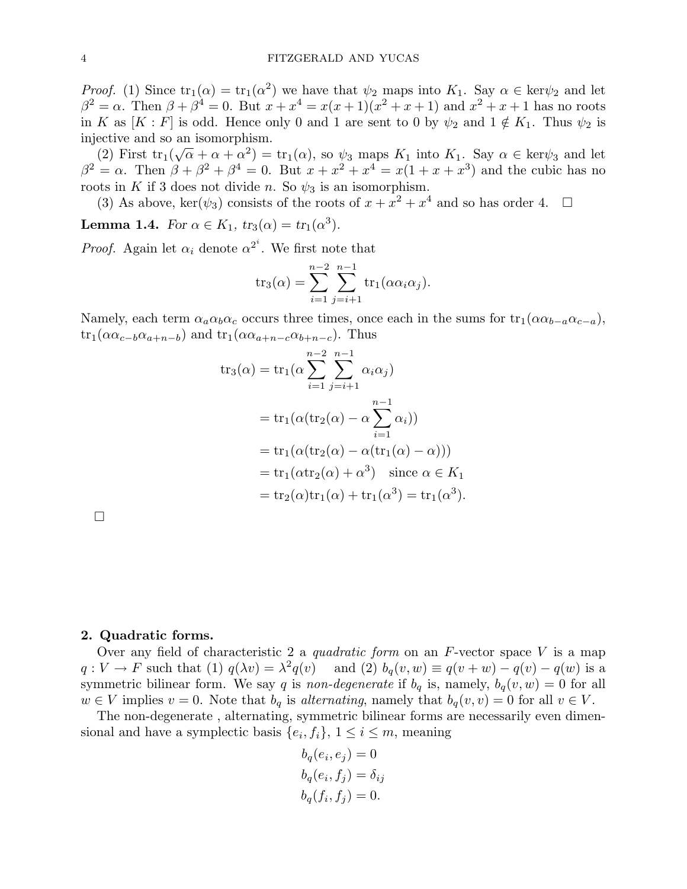*Proof.* (1) Since $\text{tr}_1(\alpha) = \text{tr}_1(\alpha^2)$ we have that $\psi_2$ maps into $K_1$. Say $\alpha \in \ker\psi_2$ and let $\beta^2 = \alpha$. Then $\beta + \beta^4 = 0$. But $x + x^4 = x(x+1)(x^2+x+1)$ and $x^2+x+1$ has no roots in $K$ as $[K : F]$ is odd. Hence only 0 and 1 are sent to 0 by $\psi_2$ and $1 \notin K_1$. Thus $\psi_2$ is injective and so an isomorphism.

(2) First $\text{tr}_1(\sqrt{\alpha} + \alpha + \alpha^2) = \text{tr}_1(\alpha)$, so $\psi_3$ maps $K_1$ into $K_1$. Say $\alpha \in \ker\psi_3$ and let $\beta^2 = \alpha$. Then $\beta + \beta^2 + \beta^4 = 0$. But $x + x^2 + x^4 = x(1 + x + x^3)$ and the cubic has no roots in $K$ if 3 does not divide $n$. So $\psi_3$ is an isomorphism.

(3) As above, $\ker(\psi_3)$ consists of the roots of $x + x^2 + x^4$ and so has order 4. $\square$

**Lemma 1.4.** *For $\alpha \in K_1$, $tr_3(\alpha) = tr_1(\alpha^3)$.*

*Proof.* Again let $\alpha_i$ denote $\alpha^{2^i}$. We first note that

$$\text{tr}_3(\alpha) = \sum_{i=1}^{n-2} \sum_{j=i+1}^{n-1} \text{tr}_1(\alpha\alpha_i\alpha_j).$$

Namely, each term $\alpha_a\alpha_b\alpha_c$ occurs three times, once each in the sums for $\text{tr}_1(\alpha\alpha_{b-a}\alpha_{c-a})$, $\text{tr}_1(\alpha\alpha_{c-b}\alpha_{a+n-b})$ and $\text{tr}_1(\alpha\alpha_{a+n-c}\alpha_{b+n-c})$. Thus

$$\begin{aligned}
\text{tr}_3(\alpha) &= \text{tr}_1(\alpha \sum_{i=1}^{n-2} \sum_{j=i+1}^{n-1} \alpha_i\alpha_j) \\
&= \text{tr}_1(\alpha(\text{tr}_2(\alpha) - \alpha \sum_{i=1}^{n-1} \alpha_i)) \\
&= \text{tr}_1(\alpha(\text{tr}_2(\alpha) - \alpha(\text{tr}_1(\alpha) - \alpha))) \\
&= \text{tr}_1(\alpha\text{tr}_2(\alpha) + \alpha^3) \quad \text{since } \alpha \in K_1 \\
&= \text{tr}_2(\alpha)\text{tr}_1(\alpha) + \text{tr}_1(\alpha^3) = \text{tr}_1(\alpha^3).
\end{aligned}$$

$\square$

## 2. Quadratic forms.

Over any field of characteristic 2 a *quadratic form* on an $F$-vector space $V$ is a map $q : V \to F$ such that (1) $q(\lambda v) = \lambda^2 q(v)$ and (2) $b_q(v, w) \equiv q(v + w) - q(v) - q(w)$ is a symmetric bilinear form. We say $q$ is *non-degenerate* if $b_q$ is, namely, $b_q(v, w) = 0$ for all $w \in V$ implies $v = 0$. Note that $b_q$ is *alternating*, namely that $b_q(v, v) = 0$ for all $v \in V$.

The non-degenerate , alternating, symmetric bilinear forms are necessarily even dimensional and have a symplectic basis $\{e_i, f_i\}$, $1 \le i \le m$, meaning

$$\begin{aligned}
b_q(e_i, e_j) &= 0 \\
b_q(e_i, f_j) &= \delta_{ij} \\
b_q(f_i, f_j) &= 0.
\end{aligned}$$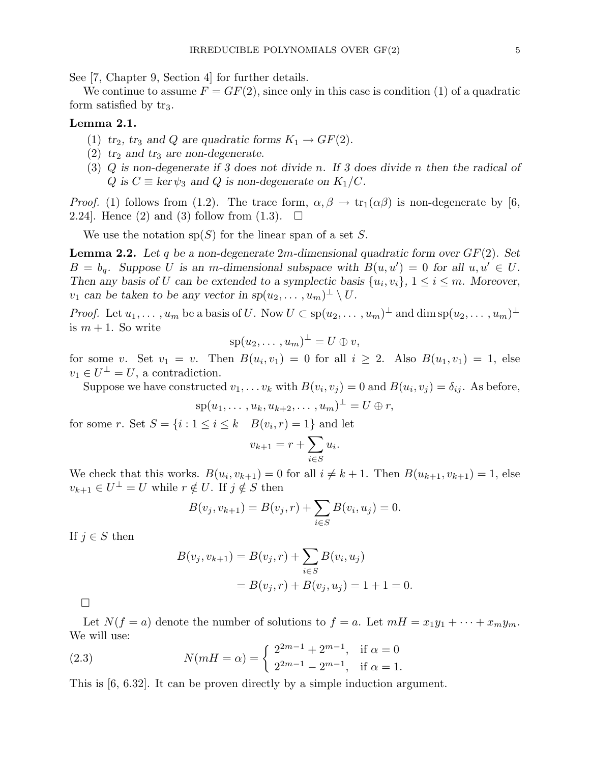See [7, Chapter 9, Section 4] for further details.

We continue to assume $F = GF(2)$, since only in this case is condition (1) of a quadratic form satisfied by $\mathrm{tr}_3$.

**Lemma 2.1.**

1. *$tr_2$, $tr_3$ and $Q$ are quadratic forms $K_1 \to GF(2)$.*
2. *$tr_2$ and $tr_3$ are non-degenerate.*
3. *$Q$ is non-degenerate if 3 does not divide $n$. If 3 does divide $n$ then the radical of $Q$ is $C \equiv \ker \psi_3$ and $Q$ is non-degenerate on $K_1/C$.*

*Proof.* (1) follows from (1.2). The trace form, $\alpha, \beta \to \mathrm{tr}_1(\alpha\beta)$ is non-degenerate by [6, 2.24]. Hence (2) and (3) follow from (1.3). $\square$

We use the notation $\mathrm{sp}(S)$ for the linear span of a set $S$.

**Lemma 2.2.** *Let $q$ be a non-degenerate $2m$-dimensional quadratic form over $GF(2)$. Set $B = b_q$. Suppose $U$ is an $m$-dimensional subspace with $B(u, u') = 0$ for all $u, u' \in U$. Then any basis of $U$ can be extended to a symplectic basis $\{u_i, v_i\}$, $1 \le i \le m$. Moreover, $v_1$ can be taken to be any vector in $sp(u_2, \dots, u_m)^\perp \setminus U$.*

*Proof.* Let $u_1, \dots, u_m$ be a basis of $U$. Now $U \subset \mathrm{sp}(u_2, \dots, u_m)^\perp$ and $\dim \mathrm{sp}(u_2, \dots, u_m)^\perp$ is $m + 1$. So write

$$\mathrm{sp}(u_2, \dots, u_m)^\perp = U \oplus v,$$

for some $v$. Set $v_1 = v$. Then $B(u_i, v_1) = 0$ for all $i \ge 2$. Also $B(u_1, v_1) = 1$, else $v_1 \in U^\perp = U$, a contradiction.

Suppose we have constructed $v_1, \dots v_k$ with $B(v_i, v_j) = 0$ and $B(u_i, v_j) = \delta_{ij}$. As before,

$$\mathrm{sp}(u_1, \dots, u_k, u_{k+2}, \dots, u_m)^\perp = U \oplus r,$$

for some $r$. Set $S = \{i : 1 \le i \le k \quad B(v_i, r) = 1\}$ and let

$$v_{k+1} = r + \sum_{i \in S} u_i.$$

We check that this works. $B(u_i, v_{k+1}) = 0$ for all $i \ne k+1$. Then $B(u_{k+1}, v_{k+1}) = 1$, else $v_{k+1} \in U^\perp = U$ while $r \notin U$. If $j \notin S$ then

$$B(v_j, v_{k+1}) = B(v_j, r) + \sum_{i \in S} B(v_i, u_j) = 0.$$

If $j \in S$ then

$$\begin{aligned} B(v_j, v_{k+1}) &= B(v_j, r) + \sum_{i \in S} B(v_i, u_j) \\ &= B(v_j, r) + B(v_j, u_j) = 1 + 1 = 0. \end{aligned}$$

$\square$

Let $N(f = a)$ denote the number of solutions to $f = a$. Let $mH = x_1 y_1 + \cdots + x_m y_m$. We will use:

$$N(mH = \alpha) = \begin{cases} 2^{2m-1} + 2^{m-1}, & \text{if } \alpha = 0 \\ 2^{2m-1} - 2^{m-1}, & \text{if } \alpha = 1. \end{cases} \tag{2.3}$$

This is [6, 6.32]. It can be proven directly by a simple induction argument.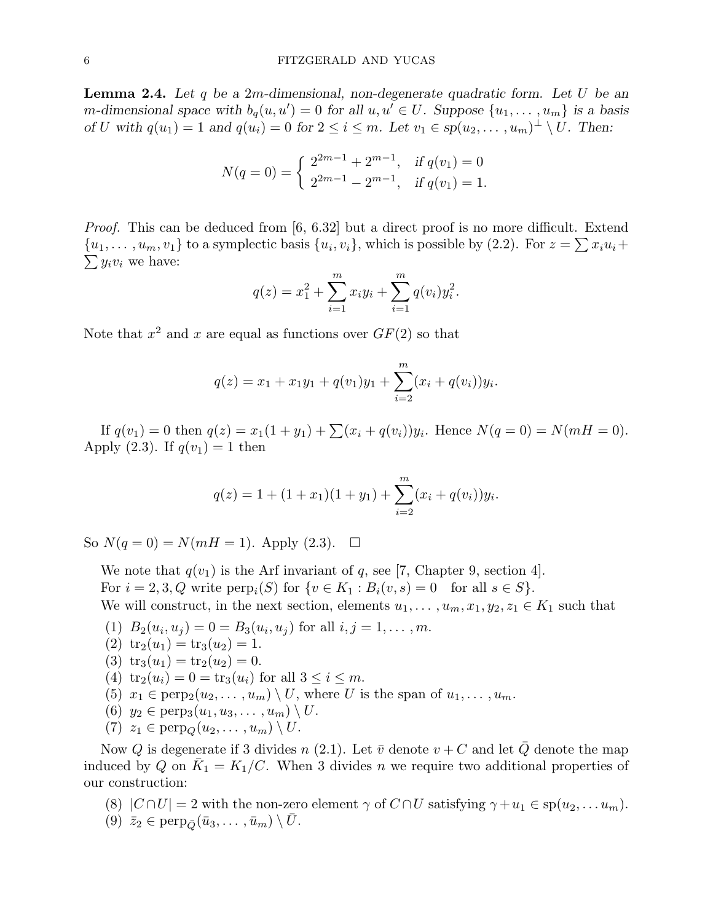**Lemma 2.4.** *Let $q$ be a $2m$-dimensional, non-degenerate quadratic form. Let $U$ be an $m$-dimensional space with $b_q(u, u') = 0$ for all $u, u' \in U$. Suppose $\{u_1, \ldots, u_m\}$ is a basis of $U$ with $q(u_1) = 1$ and $q(u_i) = 0$ for $2 \leq i \leq m$. Let $v_1 \in sp(u_2, \ldots, u_m)^{\perp} \setminus U$. Then:*

$$N(q = 0) = \begin{cases} 2^{2m-1} + 2^{m-1}, & \text{if } q(v_1) = 0 \\ 2^{2m-1} - 2^{m-1}, & \text{if } q(v_1) = 1. \end{cases}$$

*Proof.* This can be deduced from [6, 6.32] but a direct proof is no more difficult. Extend $\{u_1, \ldots, u_m, v_1\}$ to a symplectic basis $\{u_i, v_i\}$, which is possible by (2.2). For $z = \sum x_i u_i + \sum y_i v_i$ we have:

$$q(z) = x_1^2 + \sum_{i=1}^{m} x_i y_i + \sum_{i=1}^{m} q(v_i) y_i^2.$$

Note that $x^2$ and $x$ are equal as functions over $GF(2)$ so that

$$q(z) = x_1 + x_1 y_1 + q(v_1) y_1 + \sum_{i=2}^{m} (x_i + q(v_i)) y_i.$$

If $q(v_1) = 0$ then $q(z) = x_1(1 + y_1) + \sum (x_i + q(v_i)) y_i$. Hence $N(q = 0) = N(mH = 0)$. Apply (2.3). If $q(v_1) = 1$ then

$$q(z) = 1 + (1 + x_1)(1 + y_1) + \sum_{i=2}^{m} (x_i + q(v_i)) y_i.$$

So $N(q = 0) = N(mH = 1)$. Apply (2.3). $\square$

We note that $q(v_1)$ is the Arf invariant of $q$, see [7, Chapter 9, section 4].

For $i = 2, 3, Q$ write $\text{perp}_i(S)$ for $\{v \in K_1 : B_i(v, s) = 0 \quad \text{for all } s \in S\}$.

We will construct, in the next section, elements $u_1, \ldots, u_m, x_1, y_2, z_1 \in K_1$ such that

1. $B_2(u_i, u_j) = 0 = B_3(u_i, u_j)$ for all $i, j = 1, \ldots, m$.
2. $\text{tr}_2(u_1) = \text{tr}_3(u_2) = 1$.
3. $\text{tr}_3(u_1) = \text{tr}_2(u_2) = 0$.
4. $\text{tr}_2(u_i) = 0 = \text{tr}_3(u_i)$ for all $3 \leq i \leq m$.
5. $x_1 \in \text{perp}_2(u_2, \ldots, u_m) \setminus U$, where $U$ is the span of $u_1, \ldots, u_m$.
6. $y_2 \in \text{perp}_3(u_1, u_3, \ldots, u_m) \setminus U$.
7. $z_1 \in \text{perp}_Q(u_2, \ldots, u_m) \setminus U$.

Now $Q$ is degenerate if 3 divides $n$ (2.1). Let $\bar{v}$ denote $v + C$ and let $\bar{Q}$ denote the map induced by $Q$ on $\bar{K}_1 = K_1/C$. When 3 divides $n$ we require two additional properties of our construction:

8. $|C \cap U| = 2$ with the non-zero element $\gamma$ of $C \cap U$ satisfying $\gamma + u_1 \in \text{sp}(u_2, \ldots u_m)$.
9. $\bar{z}_2 \in \text{perp}_{\bar{Q}}(\bar{u}_3, \ldots, \bar{u}_m) \setminus \bar{U}$.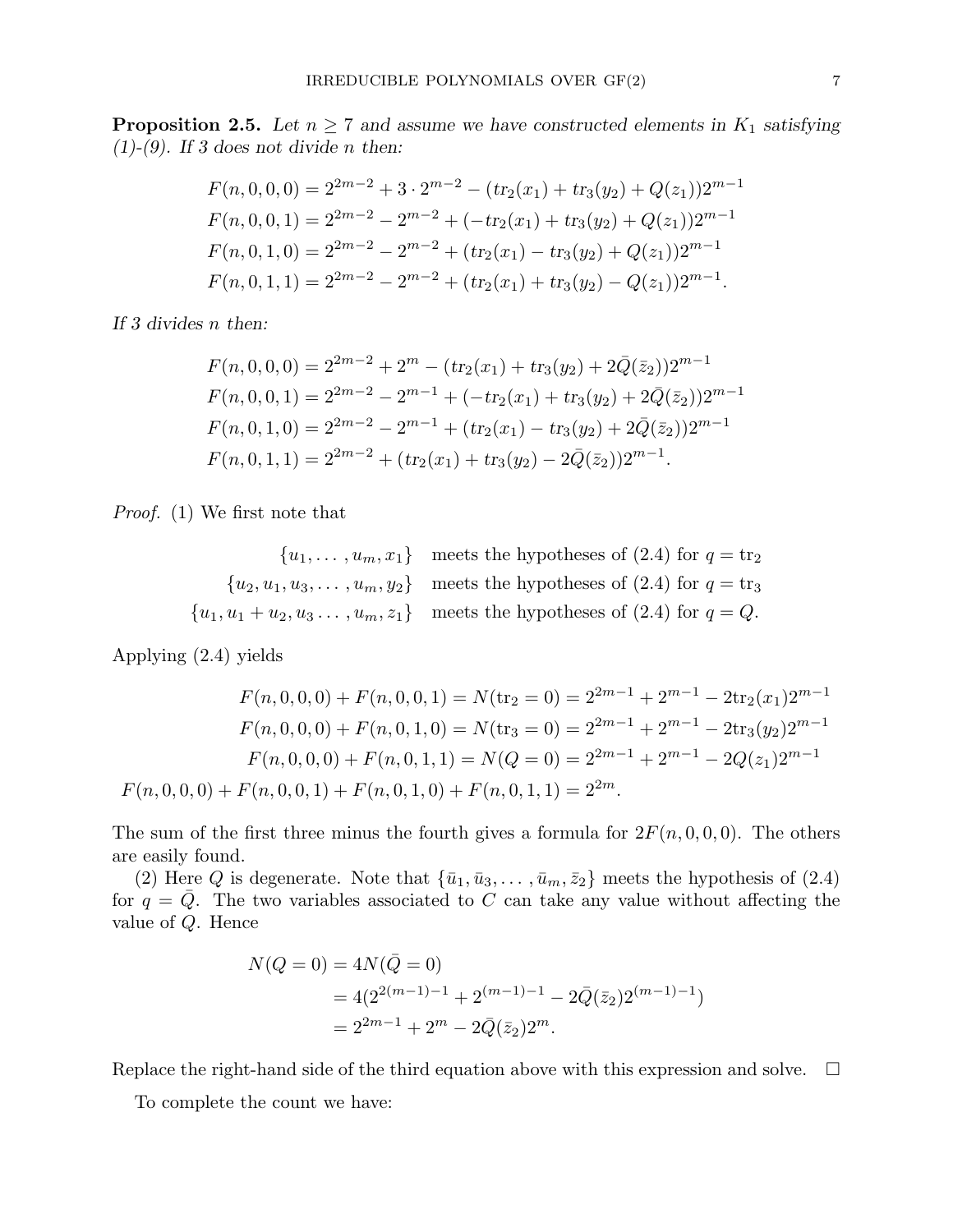**Proposition 2.5.** *Let $n \geq 7$ and assume we have constructed elements in $K_1$ satisfying (1)-(9). If 3 does not divide $n$ then:*

$$
\begin{aligned}
F(n,0,0,0) &= 2^{2m-2} + 3 \cdot 2^{m-2} - (tr_2(x_1) + tr_3(y_2) + Q(z_1))2^{m-1} \\
F(n,0,0,1) &= 2^{2m-2} - 2^{m-2} + (-tr_2(x_1) + tr_3(y_2) + Q(z_1))2^{m-1} \\
F(n,0,1,0) &= 2^{2m-2} - 2^{m-2} + (tr_2(x_1) - tr_3(y_2) + Q(z_1))2^{m-1} \\
F(n,0,1,1) &= 2^{2m-2} - 2^{m-2} + (tr_2(x_1) + tr_3(y_2) - Q(z_1))2^{m-1}.
\end{aligned}
$$

*If 3 divides $n$ then:*

$$
\begin{aligned}
F(n,0,0,0) &= 2^{2m-2} + 2^{m} - (tr_2(x_1) + tr_3(y_2) + 2\bar{Q}(\bar{z}_2))2^{m-1} \\
F(n,0,0,1) &= 2^{2m-2} - 2^{m-1} + (-tr_2(x_1) + tr_3(y_2) + 2\bar{Q}(\bar{z}_2))2^{m-1} \\
F(n,0,1,0) &= 2^{2m-2} - 2^{m-1} + (tr_2(x_1) - tr_3(y_2) + 2\bar{Q}(\bar{z}_2))2^{m-1} \\
F(n,0,1,1) &= 2^{2m-2} + (tr_2(x_1) + tr_3(y_2) - 2\bar{Q}(\bar{z}_2))2^{m-1}.
\end{aligned}
$$

*Proof.* (1) We first note that

$$
\begin{aligned}
&\{u_1, \ldots, u_m, x_1\} && \text{meets the hypotheses of (2.4) for } q = \mathrm{tr}_2 \\
&\{u_2, u_1, u_3, \ldots, u_m, y_2\} && \text{meets the hypotheses of (2.4) for } q = \mathrm{tr}_3 \\
&\{u_1, u_1 + u_2, u_3 \ldots, u_m, z_1\} && \text{meets the hypotheses of (2.4) for } q = Q.
\end{aligned}
$$

Applying (2.4) yields

$$
\begin{aligned}
F(n,0,0,0) + F(n,0,0,1) &= N(\mathrm{tr}_2 = 0) = 2^{2m-1} + 2^{m-1} - 2\mathrm{tr}_2(x_1)2^{m-1} \\
F(n,0,0,0) + F(n,0,1,0) &= N(\mathrm{tr}_3 = 0) = 2^{2m-1} + 2^{m-1} - 2\mathrm{tr}_3(y_2)2^{m-1} \\
F(n,0,0,0) + F(n,0,1,1) &= N(Q = 0) = 2^{2m-1} + 2^{m-1} - 2Q(z_1)2^{m-1} \\
F(n,0,0,0) + F(n,0,0,1) + F(n,0,1,0) + F(n,0,1,1) &= 2^{2m}.
\end{aligned}
$$

The sum of the first three minus the fourth gives a formula for $2F(n,0,0,0)$. The others are easily found.

(2) Here $Q$ is degenerate. Note that $\{\bar{u}_1, \bar{u}_3, \ldots, \bar{u}_m, \bar{z}_2\}$ meets the hypothesis of (2.4) for $q = \bar{Q}$. The two variables associated to $C$ can take any value without affecting the value of $Q$. Hence

$$
\begin{aligned}
N(Q = 0) &= 4N(\bar{Q} = 0) \\
&= 4(2^{2(m-1)-1} + 2^{(m-1)-1} - 2\bar{Q}(\bar{z}_2)2^{(m-1)-1}) \\
&= 2^{2m-1} + 2^{m} - 2\bar{Q}(\bar{z}_2)2^{m}.
\end{aligned}
$$

Replace the right-hand side of the third equation above with this expression and solve. $\square$

To complete the count we have: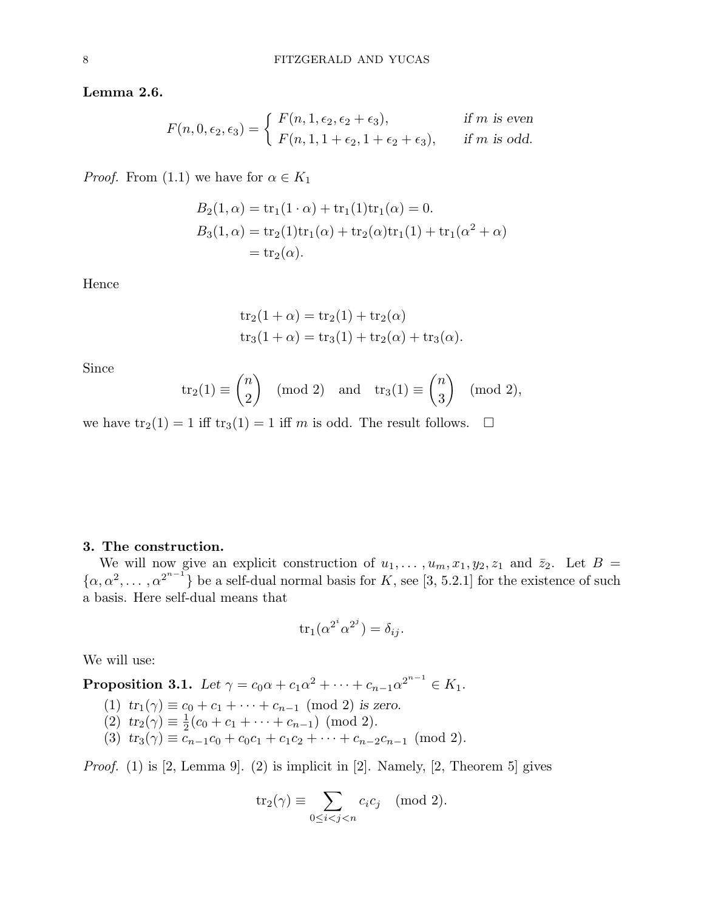**Lemma 2.6.**

$$F(n, 0, \epsilon_2, \epsilon_3) = \begin{cases} F(n, 1, \epsilon_2, \epsilon_2 + \epsilon_3), & \textit{if } m \textit{ is even} \\ F(n, 1, 1 + \epsilon_2, 1 + \epsilon_2 + \epsilon_3), & \textit{if } m \textit{ is odd.} \end{cases}$$

*Proof.* From (1.1) we have for $\alpha \in K_1$

$$\begin{aligned} B_2(1, \alpha) &= \mathrm{tr}_1(1 \cdot \alpha) + \mathrm{tr}_1(1)\mathrm{tr}_1(\alpha) = 0. \\ B_3(1, \alpha) &= \mathrm{tr}_2(1)\mathrm{tr}_1(\alpha) + \mathrm{tr}_2(\alpha)\mathrm{tr}_1(1) + \mathrm{tr}_1(\alpha^2 + \alpha) \\ &= \mathrm{tr}_2(\alpha). \end{aligned}$$

Hence

$$\begin{aligned} \mathrm{tr}_2(1 + \alpha) &= \mathrm{tr}_2(1) + \mathrm{tr}_2(\alpha) \\ \mathrm{tr}_3(1 + \alpha) &= \mathrm{tr}_3(1) + \mathrm{tr}_2(\alpha) + \mathrm{tr}_3(\alpha). \end{aligned}$$

Since

$$\mathrm{tr}_2(1) \equiv \binom{n}{2} \pmod 2 \quad \text{and} \quad \mathrm{tr}_3(1) \equiv \binom{n}{3} \pmod 2,$$

we have $\mathrm{tr}_2(1) = 1$ iff $\mathrm{tr}_3(1) = 1$ iff $m$ is odd. The result follows. $\square$

## 3. The construction.

We will now give an explicit construction of $u_1, \dots, u_m, x_1, y_2, z_1$ and $\bar{z}_2$. Let $B = \{\alpha, \alpha^2, \dots, \alpha^{2^{n-1}}\}$ be a self-dual normal basis for $K$, see [3, 5.2.1] for the existence of such a basis. Here self-dual means that

$$\mathrm{tr}_1(\alpha^{2^i}\alpha^{2^j}) = \delta_{ij}.$$

We will use:

**Proposition 3.1.** *Let* $\gamma = c_0\alpha + c_1\alpha^2 + \cdots + c_{n-1}\alpha^{2^{n-1}} \in K_1$.

1. $tr_1(\gamma) \equiv c_0 + c_1 + \cdots + c_{n-1} \pmod 2$ *is zero.*
2. $tr_2(\gamma) \equiv \frac{1}{2}(c_0 + c_1 + \cdots + c_{n-1}) \pmod 2$.
3. $tr_3(\gamma) \equiv c_{n-1}c_0 + c_0c_1 + c_1c_2 + \cdots + c_{n-2}c_{n-1} \pmod 2$.

*Proof.* (1) is [2, Lemma 9]. (2) is implicit in [2]. Namely, [2, Theorem 5] gives

$$\mathrm{tr}_2(\gamma) \equiv \sum_{0 \le i < j < n} c_i c_j \pmod 2.$$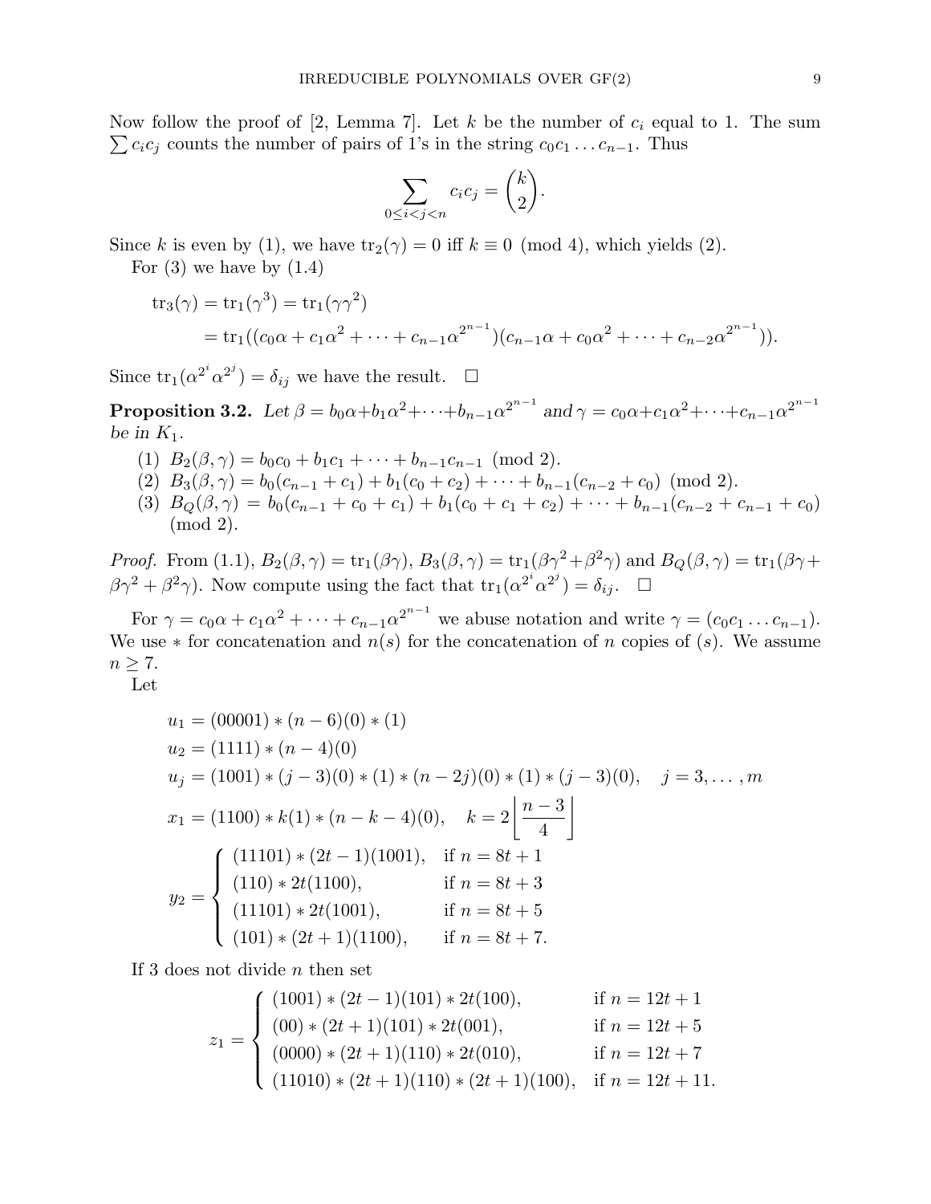Now follow the proof of [2, Lemma 7]. Let $k$ be the number of $c_i$ equal to 1. The sum $\sum c_i c_j$ counts the number of pairs of 1's in the string $c_0 c_1 \dots c_{n-1}$. Thus

$$\sum_{0 \le i < j < n} c_i c_j = \binom{k}{2}.$$

Since $k$ is even by (1), we have $\mathrm{tr}_2(\gamma) = 0$ iff $k \equiv 0 \pmod 4$, which yields (2).

For (3) we have by (1.4)

$$\begin{aligned}
\mathrm{tr}_3(\gamma) &= \mathrm{tr}_1(\gamma^3) = \mathrm{tr}_1(\gamma\gamma^2) \\
&= \mathrm{tr}_1((c_0\alpha + c_1\alpha^2 + \cdots + c_{n-1}\alpha^{2^{n-1}})(c_{n-1}\alpha + c_0\alpha^2 + \cdots + c_{n-2}\alpha^{2^{n-1}})).
\end{aligned}$$

Since $\mathrm{tr}_1(\alpha^{2^i}\alpha^{2^j}) = \delta_{ij}$ we have the result. $\square$

**Proposition 3.2.** *Let $\beta = b_0\alpha + b_1\alpha^2 + \cdots + b_{n-1}\alpha^{2^{n-1}}$ and $\gamma = c_0\alpha + c_1\alpha^2 + \cdots + c_{n-1}\alpha^{2^{n-1}}$ be in $K_1$.*

1. $B_2(\beta, \gamma) = b_0c_0 + b_1c_1 + \cdots + b_{n-1}c_{n-1} \pmod 2$.
2. $B_3(\beta, \gamma) = b_0(c_{n-1} + c_1) + b_1(c_0 + c_2) + \cdots + b_{n-1}(c_{n-2} + c_0) \pmod 2$.
3. $B_Q(\beta, \gamma) = b_0(c_{n-1} + c_0 + c_1) + b_1(c_0 + c_1 + c_2) + \cdots + b_{n-1}(c_{n-2} + c_{n-1} + c_0) \pmod 2$.

*Proof.* From (1.1), $B_2(\beta,\gamma) = \mathrm{tr}_1(\beta\gamma)$, $B_3(\beta,\gamma) = \mathrm{tr}_1(\beta\gamma^2 + \beta^2\gamma)$ and $B_Q(\beta,\gamma) = \mathrm{tr}_1(\beta\gamma + \beta\gamma^2 + \beta^2\gamma)$. Now compute using the fact that $\mathrm{tr}_1(\alpha^{2^i}\alpha^{2^j}) = \delta_{ij}$. $\square$

For $\gamma = c_0\alpha + c_1\alpha^2 + \cdots + c_{n-1}\alpha^{2^{n-1}}$ we abuse notation and write $\gamma = (c_0c_1\dots c_{n-1})$. We use $*$ for concatenation and $n(s)$ for the concatenation of $n$ copies of $(s)$. We assume $n \ge 7$.

Let

$$\begin{aligned}
u_1 &= (00001) * (n-6)(0) * (1) \\
u_2 &= (1111) * (n-4)(0) \\
u_j &= (1001) * (j-3)(0) * (1) * (n-2j)(0) * (1) * (j-3)(0), \quad j = 3, \dots, m \\
x_1 &= (1100) * k(1) * (n-k-4)(0), \quad k = 2\left\lfloor \frac{n-3}{4} \right\rfloor
\end{aligned}$$

$$y_2 = \begin{cases} (11101) * (2t-1)(1001), & \text{if } n = 8t+1 \\ (110) * 2t(1100), & \text{if } n = 8t+3 \\ (11101) * 2t(1001), & \text{if } n = 8t+5 \\ (101) * (2t+1)(1100), & \text{if } n = 8t+7. \end{cases}$$

If 3 does not divide $n$ then set

$$z_1 = \begin{cases} (1001) * (2t-1)(101) * 2t(100), & \text{if } n = 12t+1 \\ (00) * (2t+1)(101) * 2t(001), & \text{if } n = 12t+5 \\ (0000) * (2t+1)(110) * 2t(010), & \text{if } n = 12t+7 \\ (11010) * (2t+1)(110) * (2t+1)(100), & \text{if } n = 12t+11. \end{cases}$$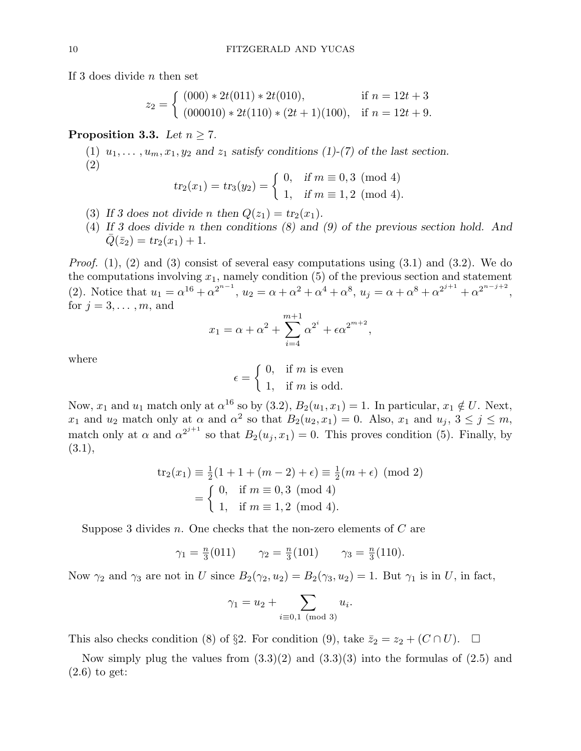If 3 does divide $n$ then set

$$z_2 = \begin{cases} (000) * 2t(011) * 2t(010), & \text{if } n = 12t+3 \\ (000010) * 2t(110) * (2t+1)(100), & \text{if } n = 12t+9. \end{cases}$$

**Proposition 3.3.** *Let $n \geq 7$.*

(1) *$u_1, \ldots, u_m, x_1, y_2$ and $z_1$ satisfy conditions (1)-(7) of the last section.*

(2)
$$tr_2(x_1) = tr_3(y_2) = \begin{cases} 0, & \text{if } m \equiv 0, 3 \pmod 4 \\ 1, & \text{if } m \equiv 1, 2 \pmod 4. \end{cases}$$

(3) *If 3 does not divide $n$ then $Q(z_1) = tr_2(x_1)$.*

(4) *If 3 does divide $n$ then conditions (8) and (9) of the previous section hold. And $\bar{Q}(\bar{z}_2) = tr_2(x_1) + 1$.*

*Proof.* (1), (2) and (3) consist of several easy computations using (3.1) and (3.2). We do the computations involving $x_1$, namely condition (5) of the previous section and statement (2). Notice that $u_1 = \alpha^{16} + \alpha^{2^{n-1}}$, $u_2 = \alpha + \alpha^2 + \alpha^4 + \alpha^8$, $u_j = \alpha + \alpha^8 + \alpha^{2^{j+1}} + \alpha^{2^{n-j+2}}$, for $j = 3, \ldots, m$, and

$$x_1 = \alpha + \alpha^2 + \sum_{i=4}^{m+1} \alpha^{2^i} + \epsilon \alpha^{2^{m+2}},$$

where

$$\epsilon = \begin{cases} 0, & \text{if } m \text{ is even} \\ 1, & \text{if } m \text{ is odd.} \end{cases}$$

Now, $x_1$ and $u_1$ match only at $\alpha^{16}$ so by (3.2), $B_2(u_1, x_1) = 1$. In particular, $x_1 \notin U$. Next, $x_1$ and $u_2$ match only at $\alpha$ and $\alpha^2$ so that $B_2(u_2, x_1) = 0$. Also, $x_1$ and $u_j$, $3 \leq j \leq m$, match only at $\alpha$ and $\alpha^{2^{j+1}}$ so that $B_2(u_j, x_1) = 0$. This proves condition (5). Finally, by (3.1),

$$\begin{aligned} \text{tr}_2(x_1) &\equiv \tfrac{1}{2}(1 + 1 + (m-2) + \epsilon) \equiv \tfrac{1}{2}(m + \epsilon) \pmod 2 \\ &= \begin{cases} 0, & \text{if } m \equiv 0, 3 \pmod 4 \\ 1, & \text{if } m \equiv 1, 2 \pmod 4. \end{cases} \end{aligned}$$

Suppose 3 divides $n$. One checks that the non-zero elements of $C$ are

$$\gamma_1 = \tfrac{n}{3}(011) \qquad \gamma_2 = \tfrac{n}{3}(101) \qquad \gamma_3 = \tfrac{n}{3}(110).$$

Now $\gamma_2$ and $\gamma_3$ are not in $U$ since $B_2(\gamma_2, u_2) = B_2(\gamma_3, u_2) = 1$. But $\gamma_1$ is in $U$, in fact,

$$\gamma_1 = u_2 + \sum_{i \equiv 0,1 \pmod 3} u_i.$$

This also checks condition (8) of §2. For condition (9), take $\bar{z}_2 = z_2 + (C \cap U)$. $\square$

Now simply plug the values from (3.3)(2) and (3.3)(3) into the formulas of (2.5) and (2.6) to get: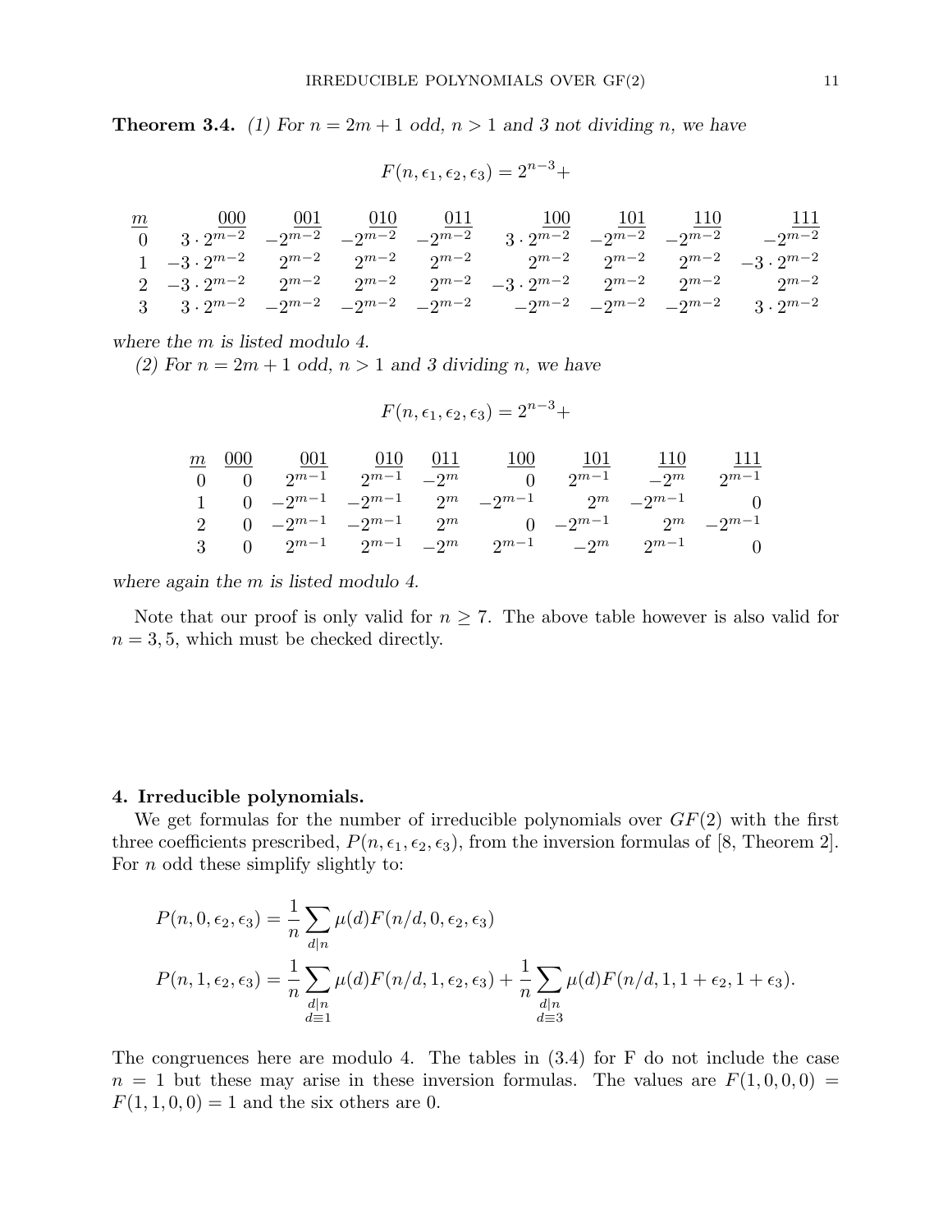**Theorem 3.4.** *(1) For $n = 2m+1$ odd, $n > 1$ and 3 not dividing $n$, we have*

$$F(n, \epsilon_1, \epsilon_2, \epsilon_3) = 2^{n-3} +$$

| $m$ | 000 | 001 | 010 | 011 | 100 | 101 | 110 | 111 |
|---|---|---|---|---|---|---|---|---|
| 0 | $3 \cdot 2^{m-2}$ | $-2^{m-2}$ | $-2^{m-2}$ | $-2^{m-2}$ | $3 \cdot 2^{m-2}$ | $-2^{m-2}$ | $-2^{m-2}$ | $-2^{m-2}$ |
| 1 | $-3 \cdot 2^{m-2}$ | $2^{m-2}$ | $2^{m-2}$ | $2^{m-2}$ | $2^{m-2}$ | $2^{m-2}$ | $2^{m-2}$ | $-3 \cdot 2^{m-2}$ |
| 2 | $-3 \cdot 2^{m-2}$ | $2^{m-2}$ | $2^{m-2}$ | $2^{m-2}$ | $-3 \cdot 2^{m-2}$ | $2^{m-2}$ | $2^{m-2}$ | $2^{m-2}$ |
| 3 | $3 \cdot 2^{m-2}$ | $-2^{m-2}$ | $-2^{m-2}$ | $-2^{m-2}$ | $-2^{m-2}$ | $-2^{m-2}$ | $-2^{m-2}$ | $3 \cdot 2^{m-2}$ |

*where the $m$ is listed modulo 4.*

*(2) For $n = 2m+1$ odd, $n > 1$ and 3 dividing $n$, we have*

$$F(n, \epsilon_1, \epsilon_2, \epsilon_3) = 2^{n-3} +$$

| $m$ | 000 | 001 | 010 | 011 | 100 | 101 | 110 | 111 |
|---|---|---|---|---|---|---|---|---|
| 0 | 0 | $2^{m-1}$ | $2^{m-1}$ | $-2^{m}$ | 0 | $2^{m-1}$ | $-2^{m}$ | $2^{m-1}$ |
| 1 | 0 | $-2^{m-1}$ | $-2^{m-1}$ | $2^{m}$ | $-2^{m-1}$ | $2^{m}$ | $-2^{m-1}$ | 0 |
| 2 | 0 | $-2^{m-1}$ | $-2^{m-1}$ | $2^{m}$ | 0 | $-2^{m-1}$ | $2^{m}$ | $-2^{m-1}$ |
| 3 | 0 | $2^{m-1}$ | $2^{m-1}$ | $-2^{m}$ | $2^{m-1}$ | $-2^{m}$ | $2^{m-1}$ | 0 |

*where again the $m$ is listed modulo 4.*

Note that our proof is only valid for $n \geq 7$. The above table however is also valid for $n = 3, 5$, which must be checked directly.

**4. Irreducible polynomials.**

We get formulas for the number of irreducible polynomials over $GF(2)$ with the first three coefficients prescribed, $P(n, \epsilon_1, \epsilon_2, \epsilon_3)$, from the inversion formulas of [8, Theorem 2]. For $n$ odd these simplify slightly to:

$$P(n, 0, \epsilon_2, \epsilon_3) = \frac{1}{n} \sum_{d \mid n} \mu(d) F(n/d, 0, \epsilon_2, \epsilon_3)$$

$$P(n, 1, \epsilon_2, \epsilon_3) = \frac{1}{n} \sum_{\substack{d \mid n \\ d \equiv 1}} \mu(d) F(n/d, 1, \epsilon_2, \epsilon_3) + \frac{1}{n} \sum_{\substack{d \mid n \\ d \equiv 3}} \mu(d) F(n/d, 1, 1+\epsilon_2, 1+\epsilon_3).$$

The congruences here are modulo 4. The tables in (3.4) for F do not include the case $n = 1$ but these may arise in these inversion formulas. The values are $F(1, 0, 0, 0) = F(1, 1, 0, 0) = 1$ and the six others are 0.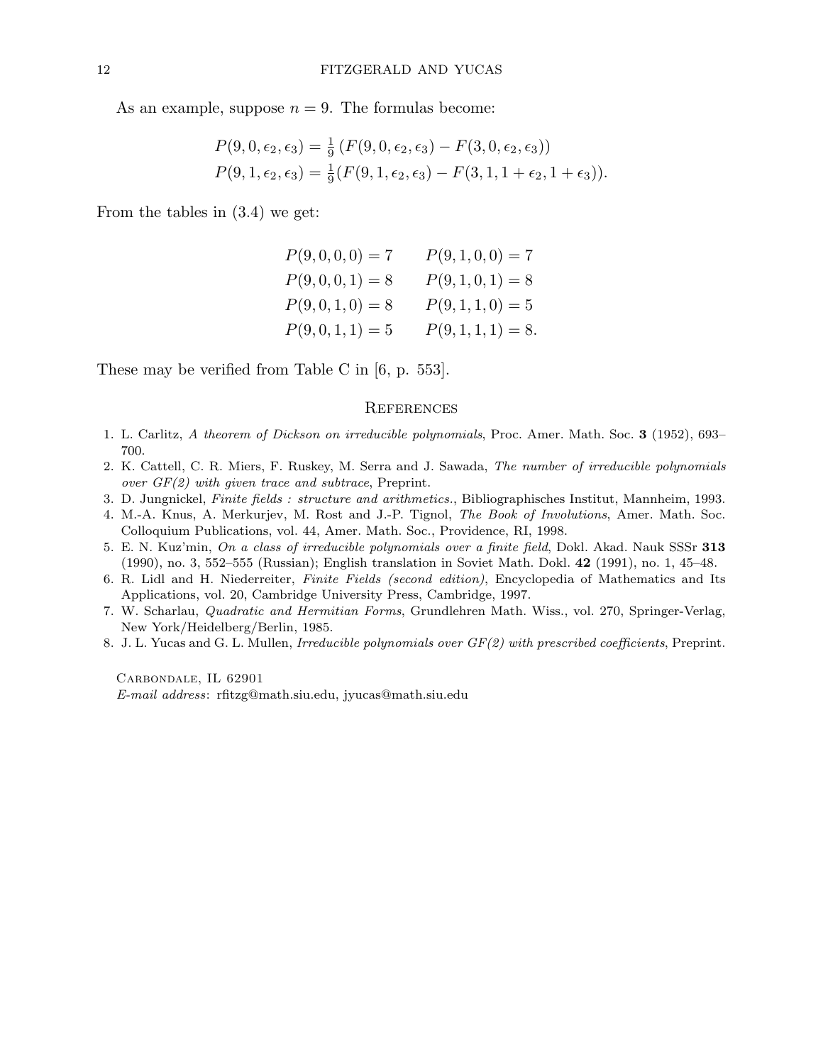As an example, suppose $n = 9$. The formulas become:

$$P(9, 0, \epsilon_2, \epsilon_3) = \tfrac{1}{9}\left(F(9, 0, \epsilon_2, \epsilon_3) - F(3, 0, \epsilon_2, \epsilon_3)\right)$$
$$P(9, 1, \epsilon_2, \epsilon_3) = \tfrac{1}{9}(F(9, 1, \epsilon_2, \epsilon_3) - F(3, 1, 1 + \epsilon_2, 1 + \epsilon_3)).$$

From the tables in (3.4) we get:

$$\begin{aligned} P(9,0,0,0) &= 7 \qquad & P(9,1,0,0) &= 7 \\ P(9,0,0,1) &= 8 \qquad & P(9,1,0,1) &= 8 \\ P(9,0,1,0) &= 8 \qquad & P(9,1,1,0) &= 5 \\ P(9,0,1,1) &= 5 \qquad & P(9,1,1,1) &= 8. \end{aligned}$$

These may be verified from Table C in [6, p. 553].

## References

1. L. Carlitz, *A theorem of Dickson on irreducible polynomials*, Proc. Amer. Math. Soc. **3** (1952), 693–700.
2. K. Cattell, C. R. Miers, F. Ruskey, M. Serra and J. Sawada, *The number of irreducible polynomials over GF(2) with given trace and subtrace*, Preprint.
3. D. Jungnickel, *Finite fields : structure and arithmetics.*, Bibliographisches Institut, Mannheim, 1993.
4. M.-A. Knus, A. Merkurjev, M. Rost and J.-P. Tignol, *The Book of Involutions*, Amer. Math. Soc. Colloquium Publications, vol. 44, Amer. Math. Soc., Providence, RI, 1998.
5. E. N. Kuz'min, *On a class of irreducible polynomials over a finite field*, Dokl. Akad. Nauk SSSr **313** (1990), no. 3, 552–555 (Russian); English translation in Soviet Math. Dokl. **42** (1991), no. 1, 45–48.
6. R. Lidl and H. Niederreiter, *Finite Fields (second edition)*, Encyclopedia of Mathematics and Its Applications, vol. 20, Cambridge University Press, Cambridge, 1997.
7. W. Scharlau, *Quadratic and Hermitian Forms*, Grundlehren Math. Wiss., vol. 270, Springer-Verlag, New York/Heidelberg/Berlin, 1985.
8. J. L. Yucas and G. L. Mullen, *Irreducible polynomials over GF(2) with prescribed coefficients*, Preprint.

Carbondale, IL 62901

*E-mail address*: rfitzg@math.siu.edu, jyucas@math.siu.edu